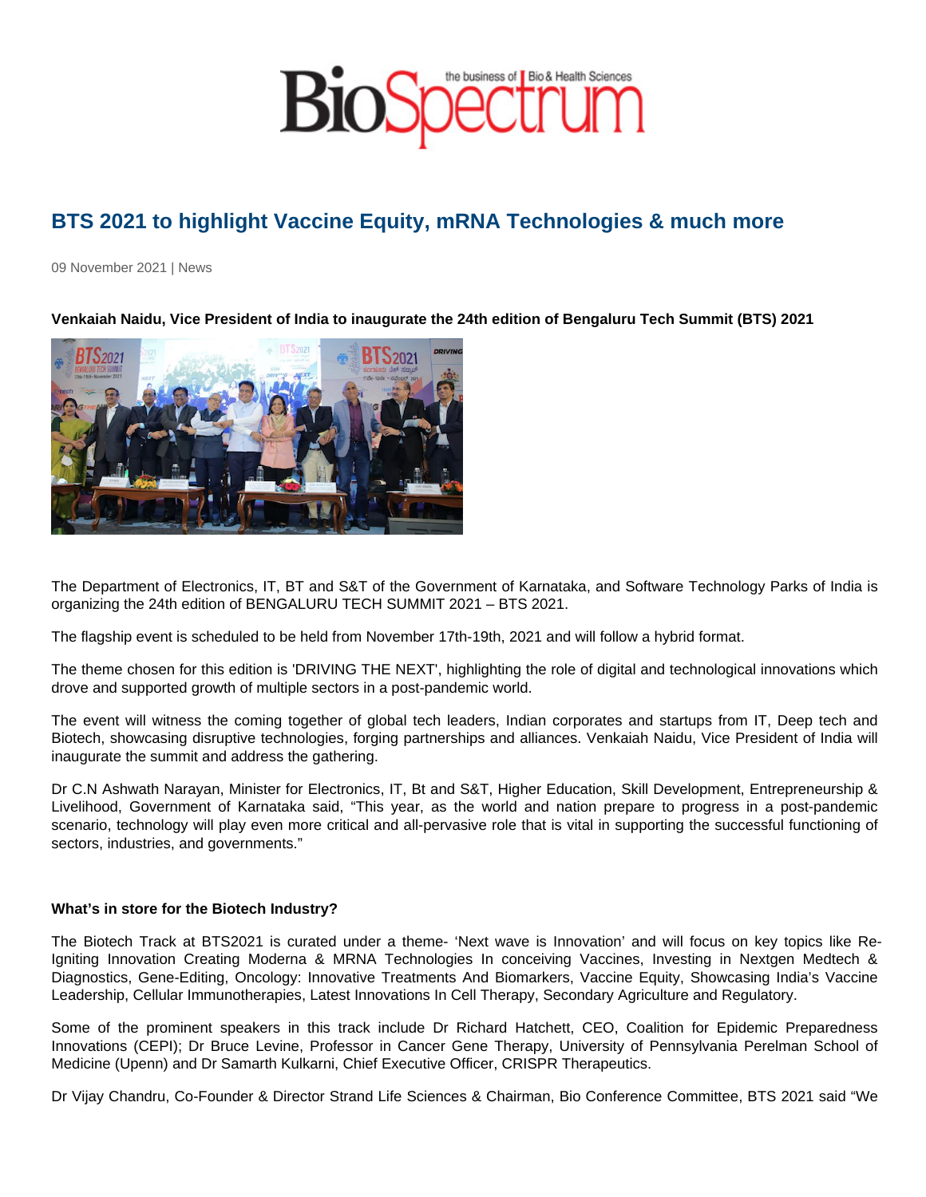# BTS 2021 to highlight Vaccine Equity, mRNA Technologies & much more

09 November 2021 | News

**Venkaiah Naidu, Vice President of India to inaugurate the 24th edition of Bengaluru Tech Summit (BTS) 2021**

The Department of Electronics, IT, BT and S&T of the Government of Karnataka, and Software Technology Parks of India is organizing the 24th edition of BENGALURU TECH SUMMIT 2021 – BTS 2021.

The flagship event is scheduled to be held from November 17th-19th, 2021 and will follow a hybrid format.

The theme chosen for this edition is 'DRIVING THE NEXT', highlighting the role of digital and technological innovations which drove and supported growth of multiple sectors in a post-pandemic world.

The event will witness the coming together of global tech leaders, Indian corporates and startups from IT, Deep tech and Biotech, showcasing disruptive technologies, forging partnerships and alliances. Venkaiah Naidu, Vice President of India will inaugurate the summit and address the gathering.

Dr C.N Ashwath Narayan, Minister for Electronics, IT, Bt and S&T, Higher Education, Skill Development, Entrepreneurship & Livelihood, Government of Karnataka said, "This year, as the world and nation prepare to progress in a post-pandemic scenario, technology will play even more critical and all-pervasive role that is vital in supporting the successful functioning of sectors, industries, and governments."

**What's in store for the Biotech Industry?**

The Biotech Track at BTS2021 is curated under a theme- 'Next wave is Innovation' and will focus on key topics like Re-Igniting Innovation Creating Moderna & MRNA Technologies In conceiving Vaccines, Investing in Nextgen Medtech & Diagnostics, Gene-Editing, Oncology: Innovative Treatments And Biomarkers, Vaccine Equity, Showcasing India's Vaccine Leadership, Cellular Immunotherapies, Latest Innovations In Cell Therapy, Secondary Agriculture and Regulatory.

Some of the prominent speakers in this track include Dr Richard Hatchett, CEO, Coalition for Epidemic Preparedness Innovations (CEPI); Dr Bruce Levine, Professor in Cancer Gene Therapy, University of Pennsylvania Perelman School of Medicine (Upenn) and Dr Samarth Kulkarni, Chief Executive Officer, CRISPR Therapeutics.

Dr Vijay Chandru, Co-Founder & Director Strand Life Sciences & Chairman, Bio Conference Committee, BTS 2021 said "We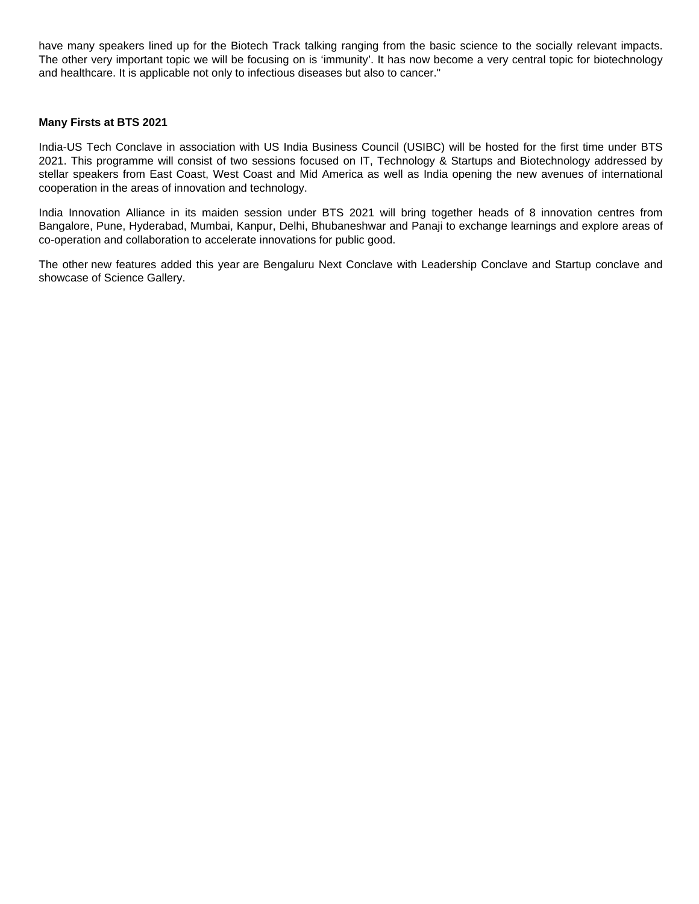have many speakers lined up for the Biotech Track talking ranging from the basic science to the socially relevant impacts. The other very important topic we will be focusing on is 'immunity'. It has now become a very central topic for biotechnology and healthcare. It is applicable not only to infectious diseases but also to cancer."

**Many Firsts at BTS 2021**

India-US Tech Conclave in association with US India Business Council (USIBC) will be hosted for the first time under BTS 2021. This programme will consist of two sessions focused on IT, Technology & Startups and Biotechnology addressed by stellar speakers from East Coast, West Coast and Mid America as well as India opening the new avenues of international cooperation in the areas of innovation and technology.

India Innovation Alliance in its maiden session under BTS 2021 will bring together heads of 8 innovation centres from Bangalore, Pune, Hyderabad, Mumbai, Kanpur, Delhi, Bhubaneshwar and Panaji to exchange learnings and explore areas of co-operation and collaboration to accelerate innovations for public good.

The other new features added this year are Bengaluru Next Conclave with Leadership Conclave and Startup conclave and showcase of Science Gallery.